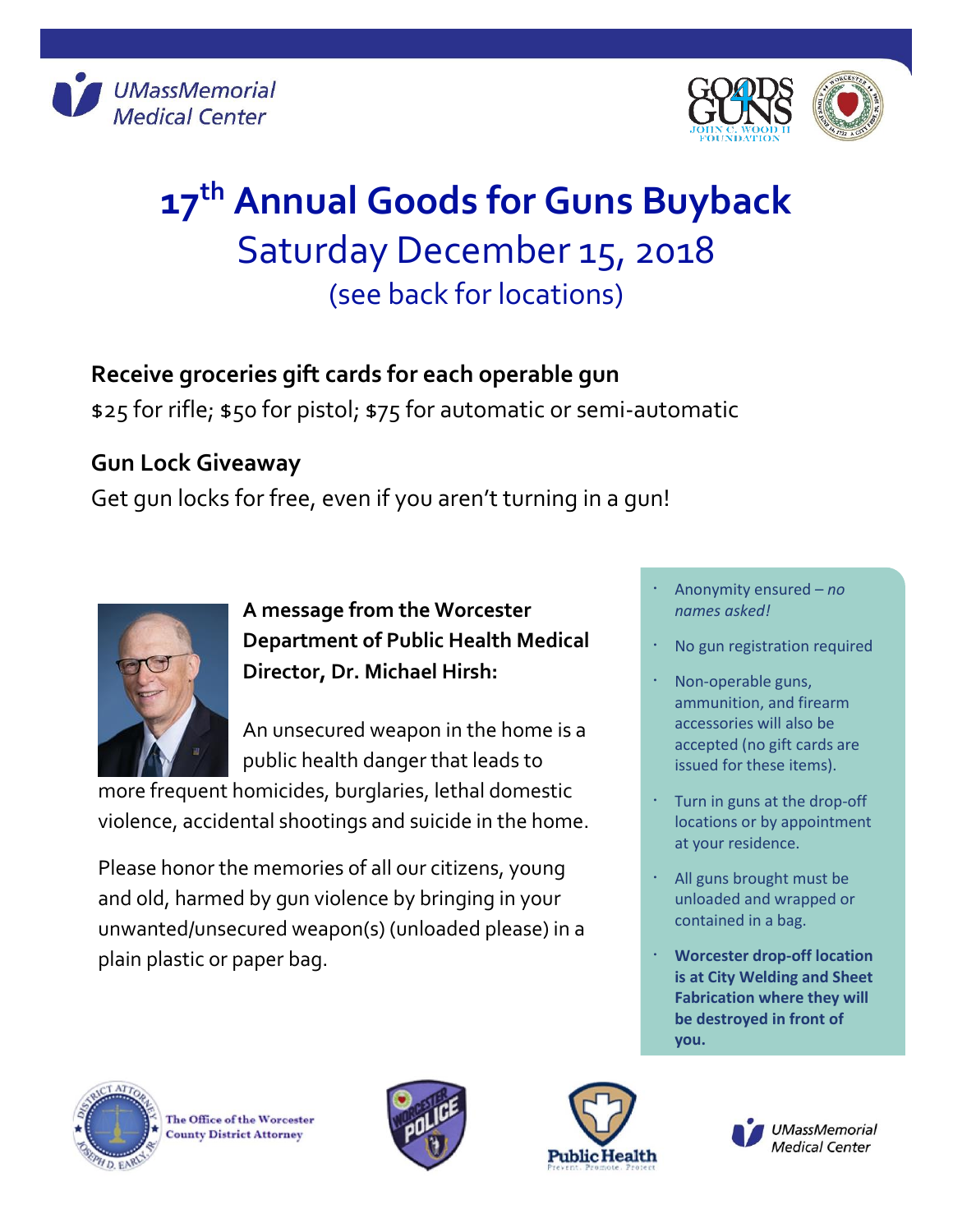# 17th Annual Goods for Guns Buyback

## Saturday December 15, 2018

(see back for locations)

**Receive groceries gift cards for each operable gun**

$25 for rifle; $50 for pistol; $75 for automatic or semi-automatic

**Gun Lock Giveaway**

Get gun locks for free, even if you aren't turning in a gun!

**A message from the Worcester Department of Public Health Medical Director, Dr. Michael Hirsh:**

An unsecured weapon in the home is a public health danger that leads to more frequent homicides, burglaries, lethal domestic violence, accidental shootings and suicide in the home.

Please honor the memories of all our citizens, young and old, harmed by gun violence by bringing in your unwanted/unsecured weapon(s) (unloaded please) in a plain plastic or paper bag.

- Anonymity ensured – *no names asked!*
- No gun registration required
- Non-operable guns, ammunition, and firearm accessories will also be accepted (no gift cards are issued for these items).
- Turn in guns at the drop-off locations or by appointment at your residence.
- All guns brought must be unloaded and wrapped or contained in a bag.
- **Worcester drop-off location is at City Welding and Sheet Fabrication where they will be destroyed in front of you.**

The Office of the Worcester County District Attorney

UMassMemorial Medical Center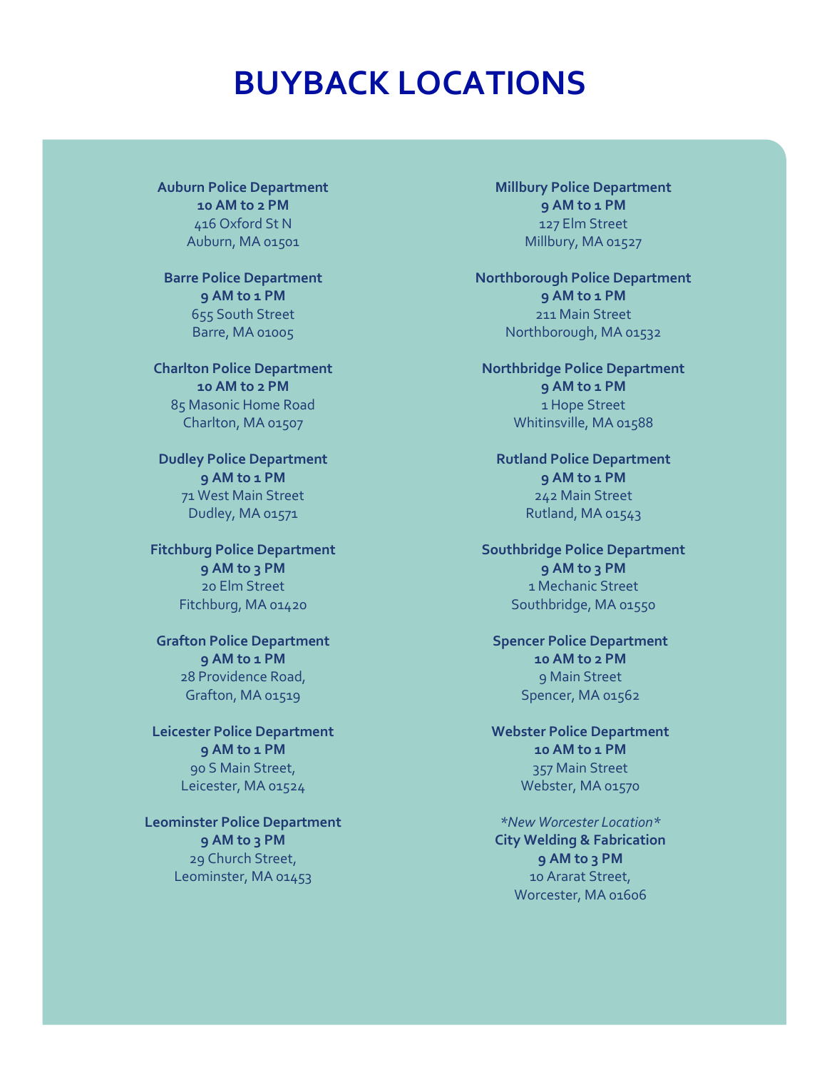# BUYBACK LOCATIONS

**Auburn Police Department**
**10 AM to 2 PM**
416 Oxford St N
Auburn, MA 01501

**Barre Police Department**
**9 AM to 1 PM**
655 South Street
Barre, MA 01005

**Charlton Police Department**
**10 AM to 2 PM**
85 Masonic Home Road
Charlton, MA 01507

**Dudley Police Department**
**9 AM to 1 PM**
71 West Main Street
Dudley, MA 01571

**Fitchburg Police Department**
**9 AM to 3 PM**
20 Elm Street
Fitchburg, MA 01420

**Grafton Police Department**
**9 AM to 1 PM**
28 Providence Road,
Grafton, MA 01519

**Leicester Police Department**
**9 AM to 1 PM**
90 S Main Street,
Leicester, MA 01524

**Leominster Police Department**
**9 AM to 3 PM**
29 Church Street,
Leominster, MA 01453

**Millbury Police Department**
**9 AM to 1 PM**
127 Elm Street
Millbury, MA 01527

**Northborough Police Department**
**9 AM to 1 PM**
211 Main Street
Northborough, MA 01532

**Northbridge Police Department**
**9 AM to 1 PM**
1 Hope Street
Whitinsville, MA 01588

**Rutland Police Department**
**9 AM to 1 PM**
242 Main Street
Rutland, MA 01543

**Southbridge Police Department**
**9 AM to 3 PM**
1 Mechanic Street
Southbridge, MA 01550

**Spencer Police Department**
**10 AM to 2 PM**
9 Main Street
Spencer, MA 01562

**Webster Police Department**
**10 AM to 1 PM**
357 Main Street
Webster, MA 01570

*\*New Worcester Location\**
**City Welding & Fabrication**
**9 AM to 3 PM**
10 Ararat Street,
Worcester, MA 01606